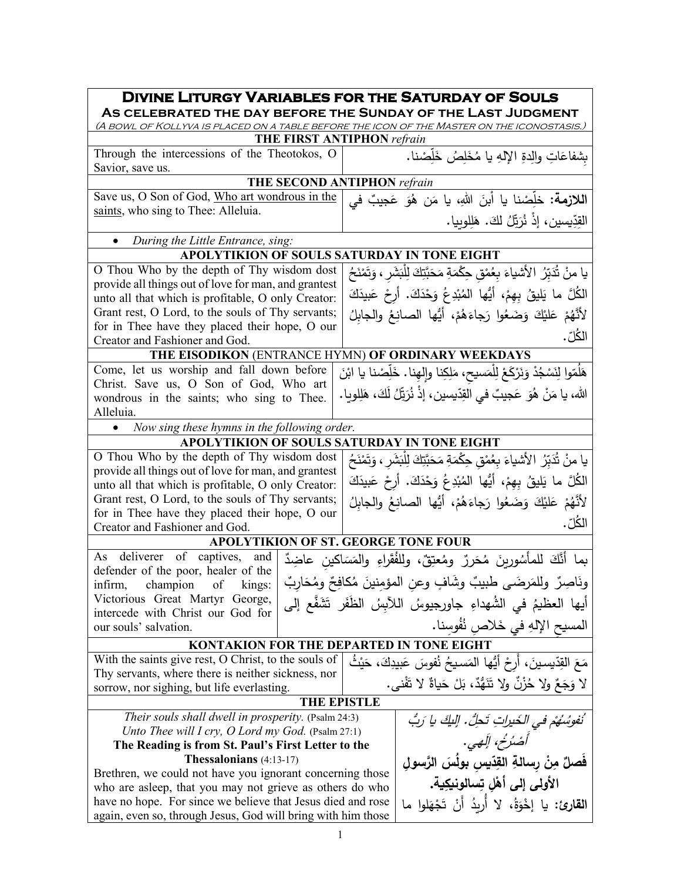# Divine Liturgy Variables for the Saturday of Souls

## As celebrated the day before the Sunday of the Last Judgment

*(A bowl of Kollyva is placed on a table before the icon of the Master on the iconostasis.)*

### THE FIRST ANTIPHON *refrain*

| | |
|---|---|
| Through the intercessions of the Theotokos, O Savior, save us. | بِشفاعَاتِ والِدةِ الإلهِ يا مُخَلِصُ خَلِّصْنا. |

### THE SECOND ANTIPHON *refrain*

| | |
|---|---|
| Save us, O Son of God, Who art wondrous in the saints, who sing to Thee: Alleluia. | **اللازمة:** خلِّصْنا يا ٱبنَ اللهِ، يا مَن هُوَ عَجيبٌ في القِدّيسين، إذْ نُرَتِّلُ لكَ. هَلِلوييا. |

- *During the Little Entrance, sing:*

### APOLYTIKION OF SOULS SATURDAY IN TONE EIGHT

| | |
|---|---|
| O Thou Who by the depth of Thy wisdom dost provide all things out of love for man, and grantest unto all that which is profitable, O only Creator: Grant rest, O Lord, to the souls of Thy servants; for in Thee have they placed their hope, O our Creator and Fashioner and God. | يا مَنْ تُدَبِّرُ الأشياءَ بِعُمْقِ حِكْمَةِ مَحَبَّتِكَ لِلْبَشَرِ، وَتَمْنَحُ الكُلَّ ما يَليقُ بِهِمْ، أيُّها المُبْدِعُ وَحْدَكَ. أرِحْ عَبيدَكَ لأَنَّهُمْ عَلَيْكَ وَضَعُوا رَجاءَهُمْ، أيُّها الصانِعُ والجابِلُ الكُلّ. |

### THE EISODIKON (ENTRANCE HYMN) OF ORDINARY WEEKDAYS

| | |
|---|---|
| Come, let us worship and fall down before Christ. Save us, O Son of God, Who art wondrous in the saints; who sing to Thee. Alleluia. | هَلُمّوا لِنَسْجُدْ وَنَرْكَعْ لِلْمَسيحِ، مَلِكِنا وإلهِنا. خَلِّصْنا يا ابْنَ اللهِ، يا مَنْ هُوَ عَجيبٌ في القِدّيسين، إذْ نُرَتِّلُ لَكَ، هَلِلويا. |

- *Now sing these hymns in the following order.*

### APOLYTIKION OF SOULS SATURDAY IN TONE EIGHT

| | |
|---|---|
| O Thou Who by the depth of Thy wisdom dost provide all things out of love for man, and grantest unto all that which is profitable, O only Creator: Grant rest, O Lord, to the souls of Thy servants; for in Thee have they placed their hope, O our Creator and Fashioner and God. | يا مَنْ تُدَبِّرُ الأشياءَ بِعُمْقِ حِكْمَةِ مَحَبَّتِكَ لِلْبَشَرِ، وَتَمْنَحُ الكُلَّ ما يَليقُ بِهِمْ، أيُّها المُبْدِعُ وَحْدَكَ. أرِحْ عَبيدَكَ لأَنَّهُمْ عَلَيْكَ وَضَعُوا رَجاءَهُمْ، أيُّها الصانِعُ والجابِلُ الكُلّ. |

### APOLYTIKION OF ST. GEORGE TONE FOUR

| | |
|---|---|
| As deliverer of captives, and defender of the poor, healer of the infirm, champion of kings: Victorious Great Martyr George, intercede with Christ our God for our souls' salvation. | بما أنَّكَ للمأسُورينَ مُحَرِرٌ ومُعتِقٌ، وللفُقَراءِ والمَسَاكينِ عاضِدٌ ونَاصِرٌ وللمَرضَى طبيبٌ وشَافٍ وعنِ المؤمِنينَ مُكافِحٌ ومُحَارِبٌ أيها العظيمُ في الشُهداءِ جاورجيوسُ اللاَّبِسُ الظَفَر تَشَفَّع إلى المسيحِ الإلهِ في خَلاصِ نُفُوسِنا. |

### KONTAKION FOR THE DEPARTED IN TONE EIGHT

| | |
|---|---|
| With the saints give rest, O Christ, to the souls of Thy servants, where there is neither sickness, nor sorrow, nor sighing, but life everlasting. | مَعَ القِدّيسينَ، أَرِحْ أيُّها المَسيحُ نُفوسَ عَبيدِكَ، حَيْثُ لا وَجَعٌ ولا حُزْنٌ ولا تَنَهُّدٌ، بَلْ حَياةٌ لا تَفْنى. |

### THE EPISTLE

| | |
|---|---|
| *Their souls shall dwell in prosperity.* (Psalm 24:3)<br>*Unto Thee will I cry, O Lord my God.* (Psalm 27:1)<br>**The Reading is from St. Paul's First Letter to the Thessalonians** (4:13-17)<br>Brethren, we could not have you ignorant concerning those who are asleep, that you may not grieve as others do who have no hope. For since we believe that Jesus died and rose again, even so, through Jesus, God will bring with him those | *نُفوسُهُمْ في الخَيراتِ تَحِلُّ. إليكَ يا رَبُّ أَصْرُخُ، إلَهي.*<br>**فَصلٌ مِنْ رِسالَةِ القِدّيسِ بولُسَ الرَّسولِ الأولى إلى أهْلِ تِسالونيكِية.**<br>**القارئ:** يا إخْوَةُ، لا أُريدُ أَنْ تَجْهَلوا ما |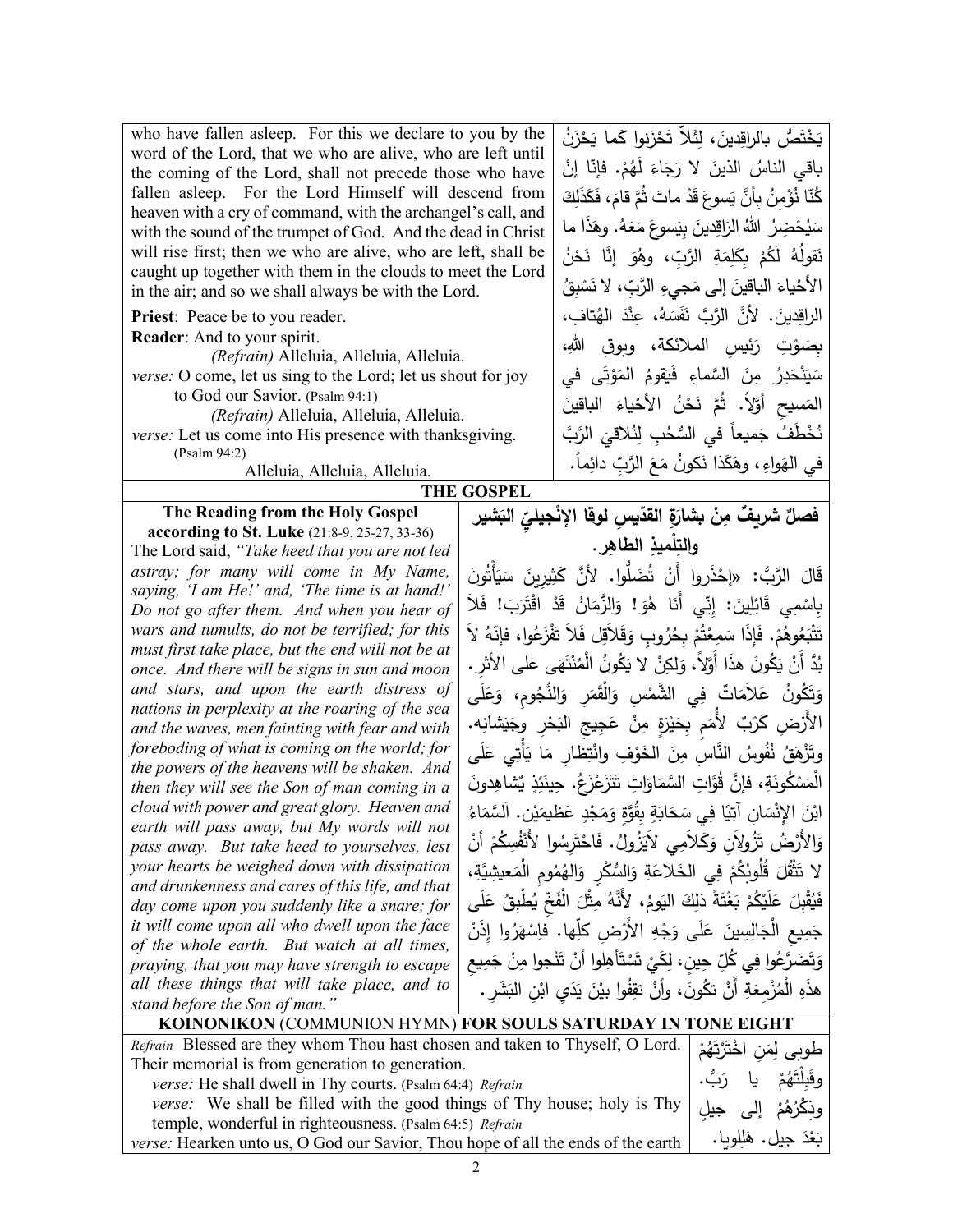who have fallen asleep. For this we declare to you by the word of the Lord, that we who are alive, who are left until the coming of the Lord, shall not precede those who have fallen asleep. For the Lord Himself will descend from heaven with a cry of command, with the archangel's call, and with the sound of the trumpet of God. And the dead in Christ will rise first; then we who are alive, who are left, shall be caught up together with them in the clouds to meet the Lord in the air; and so we shall always be with the Lord.

يَخْتَصُّ بالراقِدينَ، لِئَلاَّ تَحْزَنوا كَما يَحْزَنُ باقِي الناسُ الذينَ لا رَجَاءَ لَهُمْ. فإنّا إنْ كُنّا نُؤْمِنُ بِأَنَّ يَسوعَ قَدْ ماتَ ثُمَّ قامَ، فَكَذَلِكَ سَيُحْضِرُ اللهُ الرَاقِدينَ بِيَسوعَ مَعَهُ. وهَذَا ما نَقولُهُ لَكُمْ بِكَلِمَةِ الرَّبِّ، وهُوَ إنَّا نَحْنُ الأحْياءَ الباقِينَ إلى مَجيءِ الرَّبِّ، لا نَسْبِقُ الراقِدينَ. لأنَّ الرَّبَّ نَفَسَهُ، عِنْدَ الهُتافِ، بِصَوْتِ رَئِيسِ الملائكة، وبوقِ اللهِ، سَيَنْحَدِرُ مِنَ السَّماءِ فَيَقومُ المَوْتَى في المَسيحِ أوّلاً. ثُمَّ نَحْنُ الأحْياءَ الباقينَ نُخْطَفُ جَميعاً في السُّحُبِ لِنُلاقِيَ الرَّبَّ في الهَواءِ، وهَكَذا نَكونُ مَعَ الرَّبِّ دائِماً.

**Priest**: Peace be to you reader.
**Reader**: And to your spirit.
*(Refrain)* Alleluia, Alleluia, Alleluia.
*verse:* O come, let us sing to the Lord; let us shout for joy to God our Savior. (Psalm 94:1)
*(Refrain)* Alleluia, Alleluia, Alleluia.
*verse:* Let us come into His presence with thanksgiving. (Psalm 94:2)
Alleluia, Alleluia, Alleluia.

## THE GOSPEL

**The Reading from the Holy Gospel according to St. Luke** (21:8-9, 25-27, 33-36)

The Lord said, *"Take heed that you are not led astray; for many will come in My Name, saying, 'I am He!' and, 'The time is at hand!' Do not go after them. And when you hear of wars and tumults, do not be terrified; for this must first take place, but the end will not be at once. And there will be signs in sun and moon and stars, and upon the earth distress of nations in perplexity at the roaring of the sea and the waves, men fainting with fear and with foreboding of what is coming on the world; for the powers of the heavens will be shaken. And then they will see the Son of man coming in a cloud with power and great glory. Heaven and earth will pass away, but My words will not pass away. But take heed to yourselves, lest your hearts be weighed down with dissipation and drunkenness and cares of this life, and that day come upon you suddenly like a snare; for it will come upon all who dwell upon the face of the whole earth. But watch at all times, praying that you may have strength to escape all these things that will take place, and to stand before the Son of man."*

**فصلٌ شريفٌ مِنْ بشارَةِ القدّيسِ لوقا الإنْجيليِّ البَشير والتِلْميذِ الطاهِر.**

قَالَ الرَّبُّ: «اِحْذَروا أَنْ تُضَلُّوا. لأنَّ كَثِيرِينَ سَيَأْتُونَ بِاسْمِي قَائِلِينَ: إِنِّي أَنَا هُوَ! وَالزَّمَانُ قَدْ اقْتَرَبَ! فَلاَ تَتْبَعُوهُمْ. فَإِذَا سَمِعْتُمْ بِحُرُوبٍ وَقَلاَقِلَ فَلاَ تَفْزَعُوا، فإنّهُ لاَ بُدَّ أَنْ يَكُونَ هذَا أَوَّلاً، وَلكِنْ لا يَكُونُ الْمُنْتَهَى على الأثَرِ. وَتَكُونُ عَلاَمَاتٌ فِي الشَّمْسِ وَالْقَمَرِ وَالنُّجُومِ، وَعَلَى الأَرْضِ كَرْبٌ لأُمَمٍ بِحَيْرَةٍ مِنْ عَجِيجِ البَحْرِ وجَيَشانِه. وتَزْهَقُ نُفوسُ النَّاسِ مِنَ الخَوْفِ وانْتِظارِ مَا يَأْتِي عَلَى الْمَسْكُونَةِ، فإنَّ قُوَّاتِ السَّمَاوَاتِ تَتَزَعْزَعُ. حِينَئِذٍ يُشاهِدونَ ابْنَ الإِنْسَانِ آتِيًا فِي سَحَابَةٍ بِقُوَّةٍ وَمَجْدٍ عَظِيمَيْنِ. اَلسَّمَاءُ وَالأَرْضُ تَزُولاَنِ وَكَلاَمِي لاَيَزُولُ. فَاحْتَرِسُوا لأَنْفُسِكُمْ أَنْ لا تَثْقُلَ قُلُوبُكُمْ فِي الخَلاعَةِ وَالسُّكْرِ وَالهُمُومِ الْمَعِيشِيَّةِ، فَيُقْبِلَ عَلَيْكُمْ بَغْتَةً ذلِكَ اليَومُ، لأَنَّهُ مِثْلَ الفَخِّ يُطْبِقُ عَلَى جَمِيعِ الْجَالِسِينَ عَلَى وَجْهِ الأَرْضِ كلّها. فاسْهَرُوا إِذَنْ وَتَضَرَّعُوا فِي كُلِّ حِينٍ، لِكَيْ تَسْتَأْهِلوا أنْ تَنْجوا مِنْ جَمِيعِ هذَهِ الْمُزْمِعَةِ أَنْ تكُونَ، وأنْ تقِفُوا بيْنَ يَدَيِ ابْنِ البَشَرِ.

## KOINONIKON (COMMUNION HYMN) FOR SOULS SATURDAY IN TONE EIGHT

*Refrain* Blessed are they whom Thou hast chosen and taken to Thyself, O Lord. Their memorial is from generation to generation.
*verse:* He shall dwell in Thy courts. (Psalm 64:4) *Refrain*
*verse:* We shall be filled with the good things of Thy house; holy is Thy temple, wonderful in righteousness. (Psalm 64:5) *Refrain*
*verse:* Hearken unto us, O God our Savior, Thou hope of all the ends of the earth

طوبى لِمَن اخْتَرْتَهُمْ وقَبِلْتَهُمْ يا رَبُّ. وذِكْرُهُمْ إلى جيلٍ بَعْدَ جيل. هَلِلويا.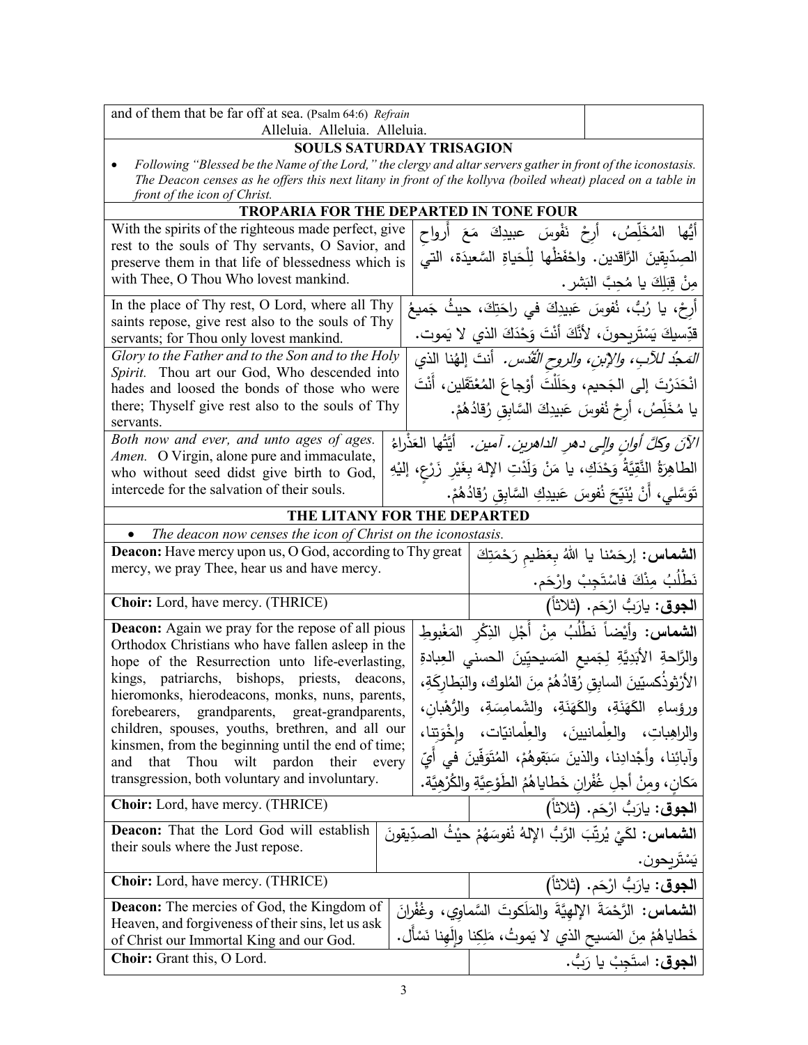| and of them that be far off at sea. (Psalm 64:6) *Refrain* Alleluia. Alleluia. Alleluia. | |
|---|---|

**SOULS SATURDAY TRISAGION**

- *Following "Blessed be the Name of the Lord," the clergy and altar servers gather in front of the iconostasis. The Deacon censes as he offers this next litany in front of the kollyva (boiled wheat) placed on a table in front of the icon of Christ.*

**TROPARIA FOR THE DEPARTED IN TONE FOUR**

| | |
|---|---|
| With the spirits of the righteous made perfect, give rest to the souls of Thy servants, O Savior, and preserve them in that life of blessedness which is with Thee, O Thou Who lovest mankind. | أيُّها المُخَلِّصُ، أرِحْ نُفوسَ عبيدِكَ مَعَ أرواحِ الصدِّيقينَ الرَّاقدين. واحْفَظْها لِلْحَياةِ السَّعيدَة، التي مِنْ قِبَلِكَ يا مُحِبَّ البَشر. |
| In the place of Thy rest, O Lord, where all Thy saints repose, give rest also to the souls of Thy servants; for Thou only lovest mankind. | أرِحْ، يا رَبُّ، نُفوسَ عَبيدِكَ في راحَتِكَ، حيثُ جَميعُ قدِّيسيكَ يَسْتَريحونَ، لأنَّكَ أنْتَ وَحْدَكَ الذي لا يَموت. |
| *Glory to the Father and to the Son and to the Holy Spirit.* Thou art our God, Who descended into hades and loosed the bonds of those who were there; Thyself give rest also to the souls of Thy servants. | *المَجْدُ للآبِ، والإبنِ، والروحِ القُدُس.* أنتَ إلهُنا الذي انْحَدَرْتَ إلى الجَحيم، وحَلَلْتَ أوْجاعَ المُعْتَقَلين، أنْتَ يا مُخَلِّصُ، أرِحْ نُفوسَ عَبيدِكَ السَّابِقِ رُقادُهُمْ. |
| *Both now and ever, and unto ages of ages. Amen.* O Virgin, alone pure and immaculate, who without seed didst give birth to God, intercede for the salvation of their souls. | *الآنَ وكلَّ أوانٍ وإلى دهرِ الداهرين. آمين.* أيَّتُها العَذْراءُ الطاهِرَةُ النَّقِيَّةُ وَحْدَكِ، يا مَنْ وَلَدْتِ الإلهَ بغَيْرِ زَرْعٍ، إليْهِ تَوَسَّلي، أنْ يُنَيِّحَ نُفوسَ عَبيدِكِ السَّابِقِ رُقادُهُمْ. |

**THE LITANY FOR THE DEPARTED**

- *The deacon now censes the icon of Christ on the iconostasis.*

| | |
|---|---|
| **Deacon:** Have mercy upon us, O God, according to Thy great mercy, we pray Thee, hear us and have mercy. | **الشماس:** إرحَمْنا يا اللهُ بِعَظيمِ رَحْمَتِكَ نَطْلُبُ مِنْكَ فاسْتَجِبْ وارْحَم. |
| **Choir:** Lord, have mercy. (THRICE) | **الجوق:** يارَبُّ ارْحَم. (ثلاثاً) |
| **Deacon:** Again we pray for the repose of all pious Orthodox Christians who have fallen asleep in the hope of the Resurrection unto life-everlasting, kings, patriarchs, bishops, priests, deacons, hieromonks, hierodeacons, monks, nuns, parents, forebearers, grandparents, great-grandparents, children, spouses, youths, brethren, and all our kinsmen, from the beginning until the end of time; and that Thou wilt pardon their every transgression, both voluntary and involuntary. | **الشماس:** وأيْضاً نَطْلُبُ مِنْ أَجْلِ الذِكْرِ المَغْبوطِ والرَّاحةِ الأبَدِيَّةِ لِجَميعِ المَسيحيّينَ الحسني العِبادةِ الأرْثوذُكسيّينَ السابِقِ رُقادُهُمْ مِنَ المُلوك، والبَطارِكَةِ، ورؤساءِ الكَهَنَةِ، والكَهَنَةِ، والشَمامِسَةِ، والرُّهْبانِ، والراهِباتِ، والعِلْمانيينَ، والعِلْمانيّات، وإخْوَتِنا، وآبائِنا، وأجْدادِنا، والذينَ سَبَقوهُمْ، المُتَوَفّينَ في أيِّ مَكانٍ، ومِنْ أجلِ غُفْرانِ خَطاياهُمُ الطَوْعِيَّةِ والكُرْهِيَّة. |
| **Choir:** Lord, have mercy. (THRICE) | **الجوق:** يارَبُّ ارْحَم. (ثلاثاً) |
| **Deacon:** That the Lord God will establish their souls where the Just repose. | **الشماس:** لكَيْ يُرتِّبَ الرَّبُّ الإلهُ نُفوسَهُمْ حيْثُ الصدِّيقونَ يَسْتَريحون. |
| **Choir:** Lord, have mercy. (THRICE) | **الجوق:** يارَبُّ ارْحَم. (ثلاثاً) |
| **Deacon:** The mercies of God, the Kingdom of Heaven, and forgiveness of their sins, let us ask of Christ our Immortal King and our God. | **الشماس:** الرَّحْمَةَ الإلهِيَّةَ والمَلَكوتَ السَّماوِي، وغُفْرانَ خَطاياهُمْ مِنَ المَسيحِ الذي لا يَموتُ، مَلِكِنا وإلَهِنا نَسْأل. |
| **Choir:** Grant this, O Lord. | **الجوق:** استَجِبْ يا رَبُّ. |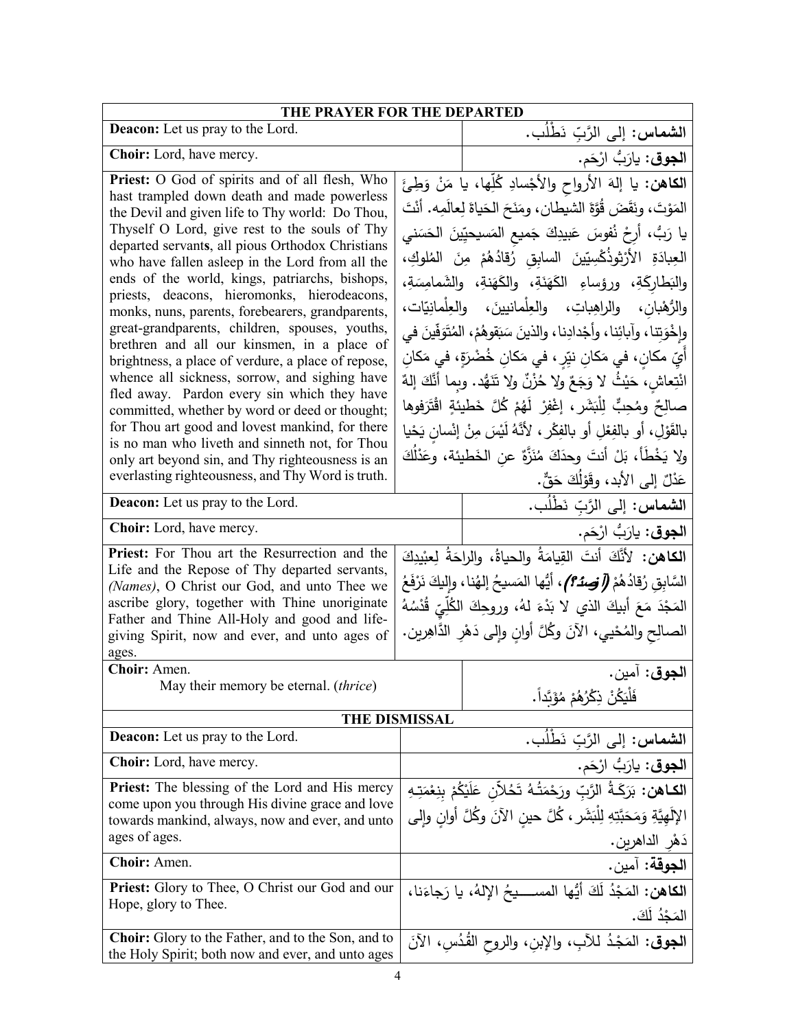| THE PRAYER FOR THE DEPARTED | |
|---|---|
| **Deacon:** Let us pray to the Lord. | **الشماس:** إلى الرَّبِّ نَطْلُب. |
| **Choir:** Lord, have mercy. | **الجوق:** يارَبُّ ارْحَم. |
| **Priest:** O God of spirits and of all flesh, Who hast trampled down death and made powerless the Devil and given life to Thy world: Do Thou, Thyself O Lord, give rest to the souls of Thy departed servants, all pious Orthodox Christians who have fallen asleep in the Lord from all the ends of the world, kings, patriarchs, bishops, priests, deacons, hieromonks, hierodeacons, monks, nuns, parents, forebearers, grandparents, great-grandparents, children, spouses, youths, brethren and all our kinsmen, in a place of brightness, a place of verdure, a place of repose, whence all sickness, sorrow, and sighing have fled away. Pardon every sin which they have committed, whether by word or deed or thought; for Thou art good and lovest mankind, for there is no man who liveth and sinneth not, for Thou only art beyond sin, and Thy righteousness is an everlasting righteousness, and Thy Word is truth. | **الكاهن:** يا إلهَ الأرواحِ والأجْسادِ كُلِّها، يا مَنْ وَطِئَ المَوْتَ، ونَقَّضَ قُوَّةَ الشيطان، ومَنَحَ الحَياةَ لِعالَمِه. أنْتَ يا رَبُّ، أَرِحْ نُفوسَ عَبيدِكَ جَميعِ المَسيحيِّينَ الحَسَني العِبادَةِ الأرْثوذُكْسِيّينَ السابِقِ رُقادُهُمْ مِنَ المُلوكِ، والبَطارِكَةِ، ورؤساءِ الكَهَنَةِ، والكَهَنةِ، والشَمامِسَةِ، والرُّهْبانِ، والراهِباتِ، والعِلْمانيينَ، والعِلْمانيّات، وإخْوَتِنا، وآبائِنا، وأجْدادِنا، والذينَ سَبَقوهُمْ، المُتَوَفّينَ في أيِّ مكانٍ، في مَكانٍ نيِّرٍ، في مَكانِ خُضْرَةٍ، في مَكانِ انْتِعاشٍ، حَيْثُ لا وَجَعٌ ولا حُزْنٌ ولا تَنَهُّد. وبِما أنَّكَ إلهٌ صالِحٌ ومُحِبٌّ لِلْبَشَر، إغْفِرْ لَهُمْ كُلَّ خَطيئَةٍ اقْتَرَفوها بالقَوْلِ، أو بالفِعْلِ أو بالفِكْر، لأنَّهُ لَيْسَ مِنْ إنْسانٍ يَحْيا ولا يَخْطَأ، بَلْ أنتَ وحدَكَ مُنَزَّهٌ عنِ الخَطيئة، وعَدْلُكَ عَدْلٌ إلى الأبد، وقَوْلُكَ حَقٌّ. |
| **Deacon:** Let us pray to the Lord. | **الشماس:** إلى الرَّبِّ نَطْلُب. |
| **Choir:** Lord, have mercy. | **الجوق:** يارَبُّ ارْحَم. |
| **Priest:** For Thou art the Resurrection and the Life and the Repose of Thy departed servants, *(Names)*, O Christ our God, and unto Thee we ascribe glory, together with Thine unoriginate Father and Thine All-Holy and good and life-giving Spirit, now and ever, and unto ages of ages. | **الكاهن:** لأنَّكَ أنتَ القِيامَةُ والحياةُ، والراحَةُ لِعبْيدِكَ السَّابِقِ رُقادُهُمْ *(فلان)*، أيُّها المَسيحُ إلهُنا، وإليكَ نَرْفَعُ المَجْدَ مَعَ أبيكَ الذي لا بَدْءَ لهُ، وروحِكَ الكُلِّيِّ قُدْسُهُ الصالِحِ والمُحْيي، الآنَ وكُلَّ أوانٍ وإلى دَهْرِ الدَّاهِرين. |
| **Choir:** Amen.<br>May their memory be eternal. (*thrice*) | **الجوق:** آمين.<br>فَلْيَكُنْ ذِكْرُهُمْ مُؤَبَّداً. |
| THE DISMISSAL | |
| **Deacon:** Let us pray to the Lord. | **الشماس:** إلى الرَّبِّ نَطْلُب. |
| **Choir:** Lord, have mercy. | **الجوق:** يارَبُّ ارْحَم. |
| **Priest:** The blessing of the Lord and His mercy come upon you through His divine grace and love towards mankind, always, now and ever, and unto ages of ages. | **الكاهن:** بَرَكَةُ الرَّبِّ ورَحْمَتُهُ تَحُلاّنِ عَلَيْكُمْ بِنِعْمَتِهِ الإلَهِيَّةِ وَمَحَبَّتِهِ لِلْبَشَر، كُلَّ حينٍ الآنَ وكُلَّ أوانٍ وإلى دَهْرِ الداهرين. |
| **Choir:** Amen. | **الجوقة:** آمين. |
| **Priest:** Glory to Thee, O Christ our God and our Hope, glory to Thee. | **الكاهن:** المَجْدُ لَكَ أيُّها المسيحُ الإلهُ، يا رَجاءَنا، المَجْدُ لَكَ. |
| **Choir:** Glory to the Father, and to the Son, and to the Holy Spirit; both now and ever, and unto ages | **الجوق:** المَجْدُ للآبِ، والإبنِ، والروحِ القُدُسِ، الآنَ |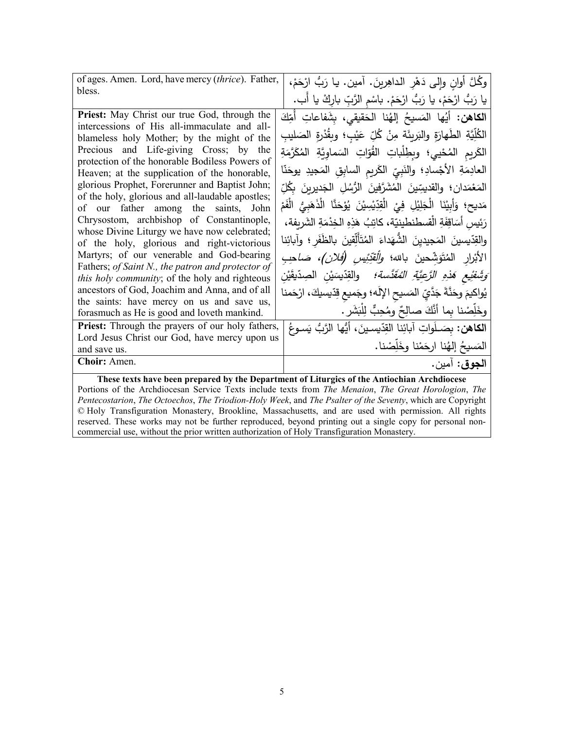| | |
|---|---|
| of ages. Amen. Lord, have mercy (*thrice*). Father, bless. | وكُلَّ أوانٍ وإلى دَهْرِ الداهِرينَ. آمين. يا رَبُّ ارْحَمْ، يا رَبُّ ارْحَمْ، يا رَبُّ ارْحَمْ. باسْمِ الرَّبِّ بارِكْ يا أَب. |
| **Priest:** May Christ our true God, through the intercessions of His all-immaculate and all-blameless holy Mother; by the might of the Precious and Life-giving Cross; by the protection of the honorable Bodiless Powers of Heaven; at the supplication of the honorable, glorious Prophet, Forerunner and Baptist John; of the holy, glorious and all-laudable apostles; of our father among the saints, John Chrysostom, archbishop of Constantinople, whose Divine Liturgy we have now celebrated; of the holy, glorious and right-victorious Martyrs; of our venerable and God-bearing Fathers; *of Saint N., the patron and protector of this holy community*; of the holy and righteous ancestors of God, Joachim and Anna, and of all the saints: have mercy on us and save us, forasmuch as He is good and loveth mankind. | **الكاهن:** أيُها المَسيحُ إلهُنا الحَقيقي، بِشَفاعاتِ أُمِّكَ الكُلِّيَّةِ الطَهارَةِ والبَريئَةِ مِنْ كُلِّ عَيْبٍ؛ وبِقُدْرَةِ الصَليبِ الكَريمِ المُحْيي؛ وبِطِلْباتِ القُوّاتِ السَماوِيَّةِ المُكَرَّمَةِ العادِمَةِ الأجْسادِ؛ والنَبِيِّ الكَريمِ السابِقِ المَجيدِ يوحَنّا المَعْمَدان؛ والقديسِّينَ المُشَرَّفينَ الرُّسُلِ الجَديرينَ بِكُلِّ مَديح؛ وَأبِيْنَا الْجَلِيْلِ فِيْ الْقِدِّيْسِيْنَ يُوْحَنَّا الْذَهَبِيُّ الْفَمْ رَئيسِ أَسَاقِفَةِ الْقسطنطينيّة، كاتِبُ هَذِهِ الخِدْمَةِ الشَريفة، والقِدّيسينَ المَجيدينَ الشُّهَداءَ المُتَأَلِّقينَ بالظَفَرِ؛ وآبائِنا الأبْرارِ المُتَوَشِّحينَ بالله؛ *والْقِدِّيسِ (فلان)، صَاحِبِ وَشَفِيْعِ هَذِهِ الرَّعِيَّةِ المُقَدَّسة؛* والقِدّيسَيْنِ الصِدّيقَيْنِ يُواكيمَ وحَنَّةَ جَدَّيِّ المَسيحِ الإلَه؛ وجَميعِ قِدّيسيكَ، ارْحَمنا وخَلِّصْنا بِما أنَّكَ صالِحٌ ومُحِبٌّ لِلْبَشَر. |
| **Priest:** Through the prayers of our holy fathers, Lord Jesus Christ our God, have mercy upon us and save us. | **الكاهن:** بِصَلَواتِ آبائِنا القِدّيسينَ، أيُّها الرَّبُّ يَسوعُ المَسيحُ إلهُنا ارحَمْنا وخَلِّصْنا. |
| **Choir:** Amen. | **الجوق:** آمين. |

**These texts have been prepared by the Department of Liturgics of the Antiochian Archdiocese**

Portions of the Archdiocesan Service Texts include texts from *The Menaion*, *The Great Horologion*, *The Pentecostarion*, *The Octoechos*, *The Triodion-Holy Week*, and *The Psalter of the Seventy*, which are Copyright © Holy Transfiguration Monastery, Brookline, Massachusetts, and are used with permission. All rights reserved. These works may not be further reproduced, beyond printing out a single copy for personal non-commercial use, without the prior written authorization of Holy Transfiguration Monastery.